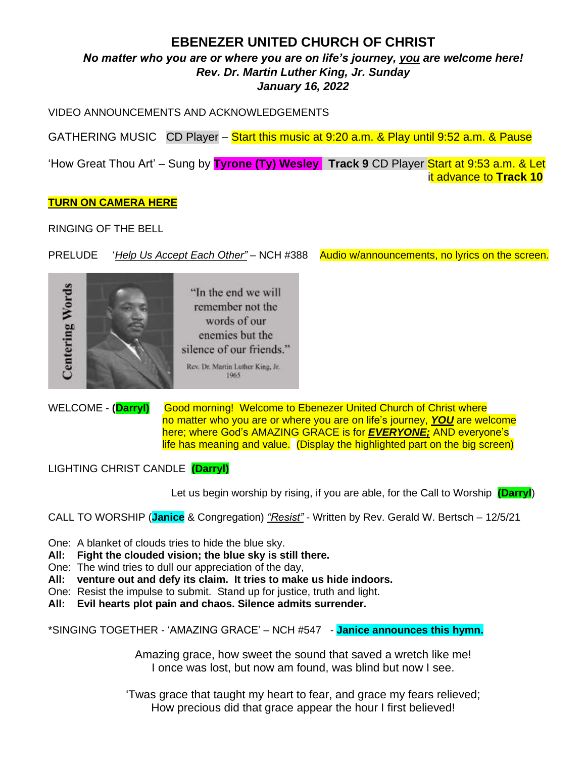# EBENEZER UNITED CHURCH OF CHRIST

***No matter who you are or where you are on life's journey, <u>you</u> are welcome here!***
***Rev. Dr. Martin Luther King, Jr. Sunday***
***January 16, 2022***

VIDEO ANNOUNCEMENTS AND ACKNOWLEDGEMENTS

GATHERING MUSIC CD Player – Start this music at 9:20 a.m. & Play until 9:52 a.m. & Pause

'How Great Thou Art' – Sung by **Tyrone (Ty) Wesley** **Track 9** CD Player Start at 9:53 a.m. & Let it advance to **Track 10**

**<u>TURN ON CAMERA HERE</u>**

RINGING OF THE BELL

PRELUDE '*<u>Help Us Accept Each Other"</u>* – NCH #388 Audio w/announcements, no lyrics on the screen.

Centering Words

"In the end we will remember not the words of our enemies but the silence of our friends."

Rev. Dr. Martin Luther King, Jr. 1965

WELCOME - **(Darryl)** Good morning! Welcome to Ebenezer United Church of Christ where no matter who you are or where you are on life's journey, ***<u>YOU</u>*** are welcome here; where God's AMAZING GRACE is for ***<u>EVERYONE;</u>*** AND everyone's life has meaning and value. (Display the highlighted part on the big screen)

LIGHTING CHRIST CANDLE **(Darryl)**

Let us begin worship by rising, if you are able, for the Call to Worship **(Darryl)**

CALL TO WORSHIP (**Janice** & Congregation) *<u>"Resist"</u>* - Written by Rev. Gerald W. Bertsch – 12/5/21

One: A blanket of clouds tries to hide the blue sky.
**All: Fight the clouded vision; the blue sky is still there.**
One: The wind tries to dull our appreciation of the day,
**All: venture out and defy its claim. It tries to make us hide indoors.**
One: Resist the impulse to submit. Stand up for justice, truth and light.
**All: Evil hearts plot pain and chaos. Silence admits surrender.**

*SINGING TOGETHER - 'AMAZING GRACE' – NCH #547 - **Janice announces this hymn.**

Amazing grace, how sweet the sound that saved a wretch like me!
I once was lost, but now am found, was blind but now I see.

'Twas grace that taught my heart to fear, and grace my fears relieved;
How precious did that grace appear the hour I first believed!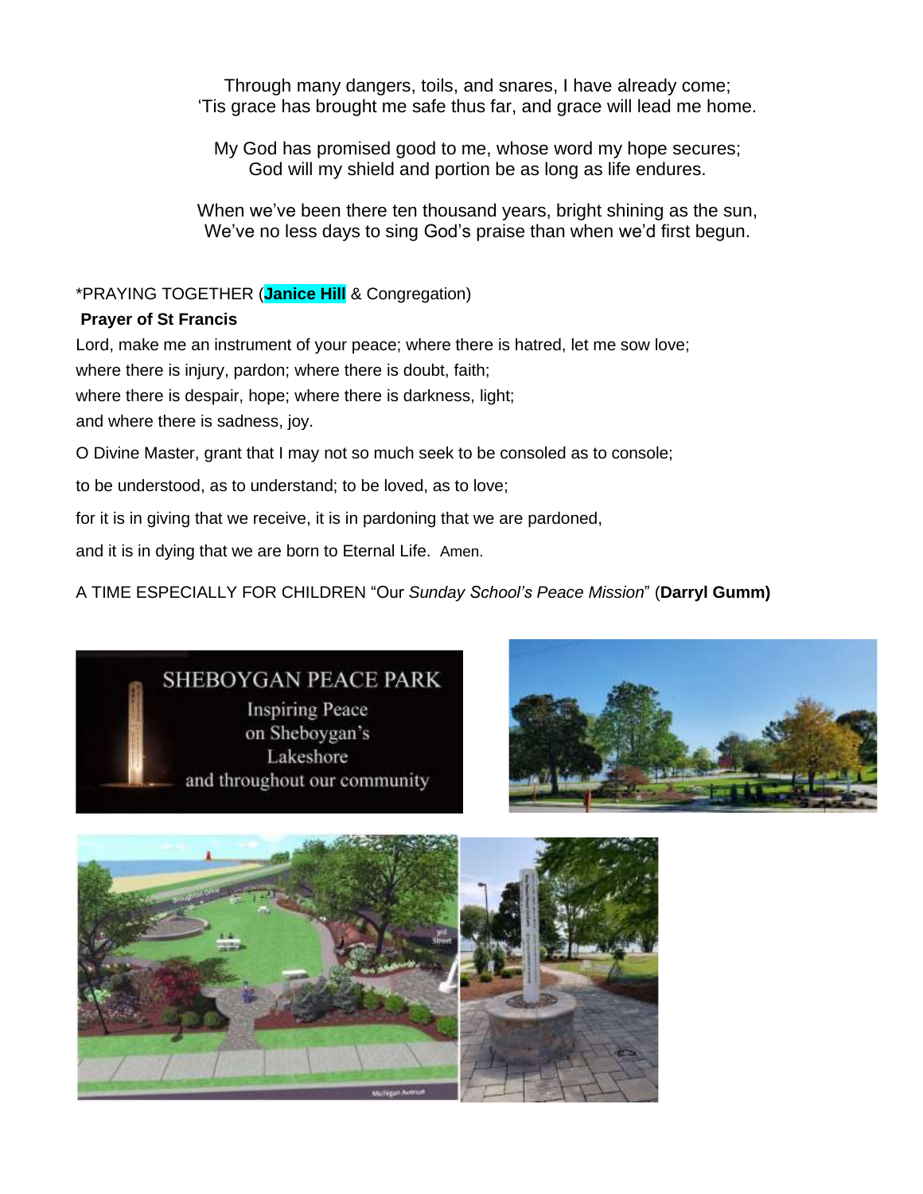Through many dangers, toils, and snares, I have already come;
'Tis grace has brought me safe thus far, and grace will lead me home.

My God has promised good to me, whose word my hope secures;
God will my shield and portion be as long as life endures.

When we've been there ten thousand years, bright shining as the sun,
We've no less days to sing God's praise than when we'd first begun.

*PRAYING TOGETHER (**Janice Hill** & Congregation)

**Prayer of St Francis**

Lord, make me an instrument of your peace; where there is hatred, let me sow love;
where there is injury, pardon; where there is doubt, faith;
where there is despair, hope; where there is darkness, light;
and where there is sadness, joy.

O Divine Master, grant that I may not so much seek to be consoled as to console;

to be understood, as to understand; to be loved, as to love;

for it is in giving that we receive, it is in pardoning that we are pardoned,

and it is in dying that we are born to Eternal Life. Amen.

A TIME ESPECIALLY FOR CHILDREN "Our *Sunday School's Peace Mission*" (**Darryl Gumm)**

SHEBOYGAN PEACE PARK
Inspiring Peace
on Sheboygan's
Lakeshore
and throughout our community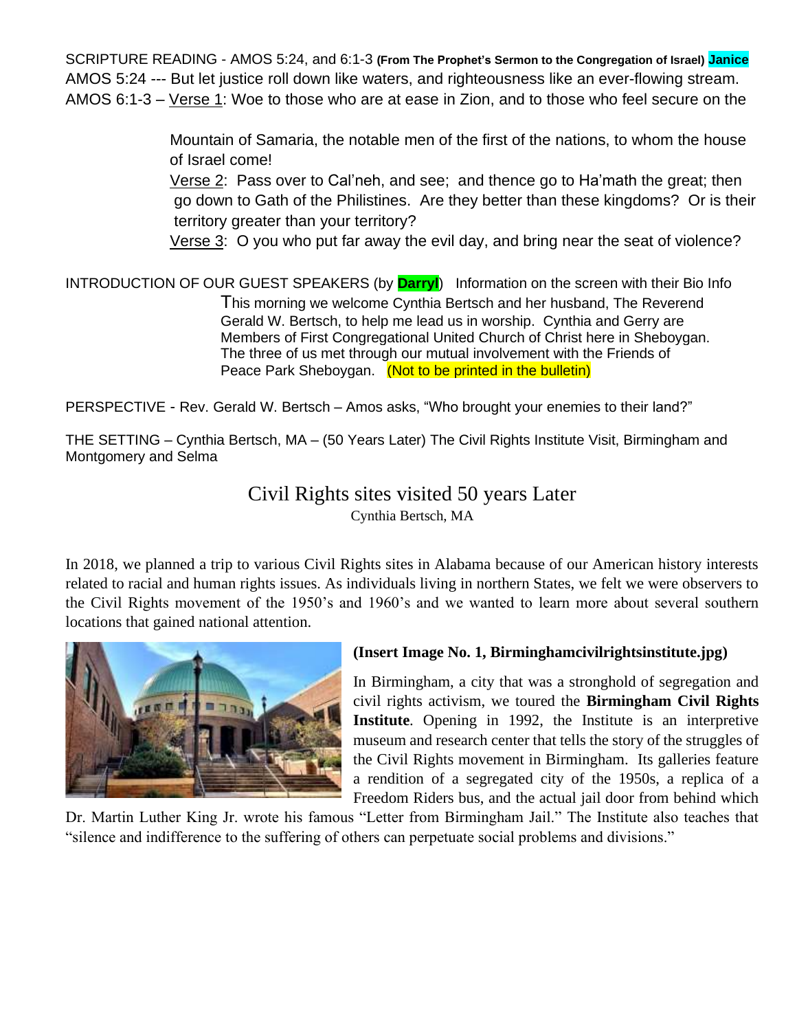SCRIPTURE READING - AMOS 5:24, and 6:1-3 **(From The Prophet's Sermon to the Congregation of Israel) Janice**

AMOS 5:24 --- But let justice roll down like waters, and righteousness like an ever-flowing stream.

AMOS 6:1-3 – Verse 1: Woe to those who are at ease in Zion, and to those who feel secure on the Mountain of Samaria, the notable men of the first of the nations, to whom the house of Israel come!

Verse 2: Pass over to Cal'neh, and see; and thence go to Ha'math the great; then go down to Gath of the Philistines. Are they better than these kingdoms? Or is their territory greater than your territory?

Verse 3: O you who put far away the evil day, and bring near the seat of violence?

INTRODUCTION OF OUR GUEST SPEAKERS (by **Darryl**) Information on the screen with their Bio Info

This morning we welcome Cynthia Bertsch and her husband, The Reverend Gerald W. Bertsch, to help me lead us in worship. Cynthia and Gerry are Members of First Congregational United Church of Christ here in Sheboygan. The three of us met through our mutual involvement with the Friends of Peace Park Sheboygan. (Not to be printed in the bulletin)

PERSPECTIVE - Rev. Gerald W. Bertsch – Amos asks, "Who brought your enemies to their land?"

THE SETTING – Cynthia Bertsch, MA – (50 Years Later) The Civil Rights Institute Visit, Birmingham and Montgomery and Selma

# Civil Rights sites visited 50 years Later

Cynthia Bertsch, MA

In 2018, we planned a trip to various Civil Rights sites in Alabama because of our American history interests related to racial and human rights issues. As individuals living in northern States, we felt we were observers to the Civil Rights movement of the 1950's and 1960's and we wanted to learn more about several southern locations that gained national attention.

**(Insert Image No. 1, Birminghamcivilrightsinstitute.jpg)**

In Birmingham, a city that was a stronghold of segregation and civil rights activism, we toured the **Birmingham Civil Rights Institute**. Opening in 1992, the Institute is an interpretive museum and research center that tells the story of the struggles of the Civil Rights movement in Birmingham. Its galleries feature a rendition of a segregated city of the 1950s, a replica of a Freedom Riders bus, and the actual jail door from behind which Dr. Martin Luther King Jr. wrote his famous "Letter from Birmingham Jail." The Institute also teaches that "silence and indifference to the suffering of others can perpetuate social problems and divisions."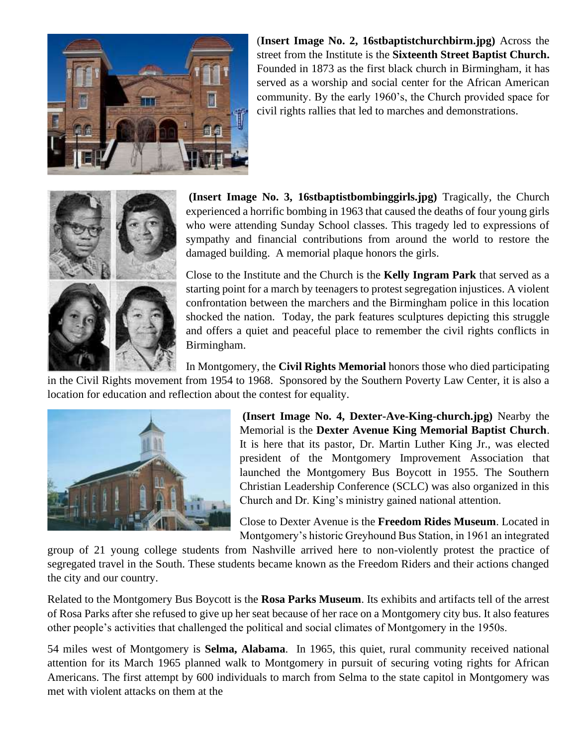(**Insert Image No. 2, 16stbaptistchurchbirm.jpg)** Across the street from the Institute is the **Sixteenth Street Baptist Church.** Founded in 1873 as the first black church in Birmingham, it has served as a worship and social center for the African American community. By the early 1960's, the Church provided space for civil rights rallies that led to marches and demonstrations.

**(Insert Image No. 3, 16stbaptistbombinggirls.jpg)** Tragically, the Church experienced a horrific bombing in 1963 that caused the deaths of four young girls who were attending Sunday School classes. This tragedy led to expressions of sympathy and financial contributions from around the world to restore the damaged building. A memorial plaque honors the girls.

Close to the Institute and the Church is the **Kelly Ingram Park** that served as a starting point for a march by teenagers to protest segregation injustices. A violent confrontation between the marchers and the Birmingham police in this location shocked the nation. Today, the park features sculptures depicting this struggle and offers a quiet and peaceful place to remember the civil rights conflicts in Birmingham.

In Montgomery, the **Civil Rights Memorial** honors those who died participating in the Civil Rights movement from 1954 to 1968. Sponsored by the Southern Poverty Law Center, it is also a location for education and reflection about the contest for equality.

**(Insert Image No. 4, Dexter-Ave-King-church.jpg)** Nearby the Memorial is the **Dexter Avenue King Memorial Baptist Church**. It is here that its pastor, Dr. Martin Luther King Jr., was elected president of the Montgomery Improvement Association that launched the Montgomery Bus Boycott in 1955. The Southern Christian Leadership Conference (SCLC) was also organized in this Church and Dr. King's ministry gained national attention.

Close to Dexter Avenue is the **Freedom Rides Museum**. Located in Montgomery's historic Greyhound Bus Station, in 1961 an integrated group of 21 young college students from Nashville arrived here to non-violently protest the practice of segregated travel in the South. These students became known as the Freedom Riders and their actions changed the city and our country.

Related to the Montgomery Bus Boycott is the **Rosa Parks Museum**. Its exhibits and artifacts tell of the arrest of Rosa Parks after she refused to give up her seat because of her race on a Montgomery city bus. It also features other people's activities that challenged the political and social climates of Montgomery in the 1950s.

54 miles west of Montgomery is **Selma, Alabama**. In 1965, this quiet, rural community received national attention for its March 1965 planned walk to Montgomery in pursuit of securing voting rights for African Americans. The first attempt by 600 individuals to march from Selma to the state capitol in Montgomery was met with violent attacks on them at the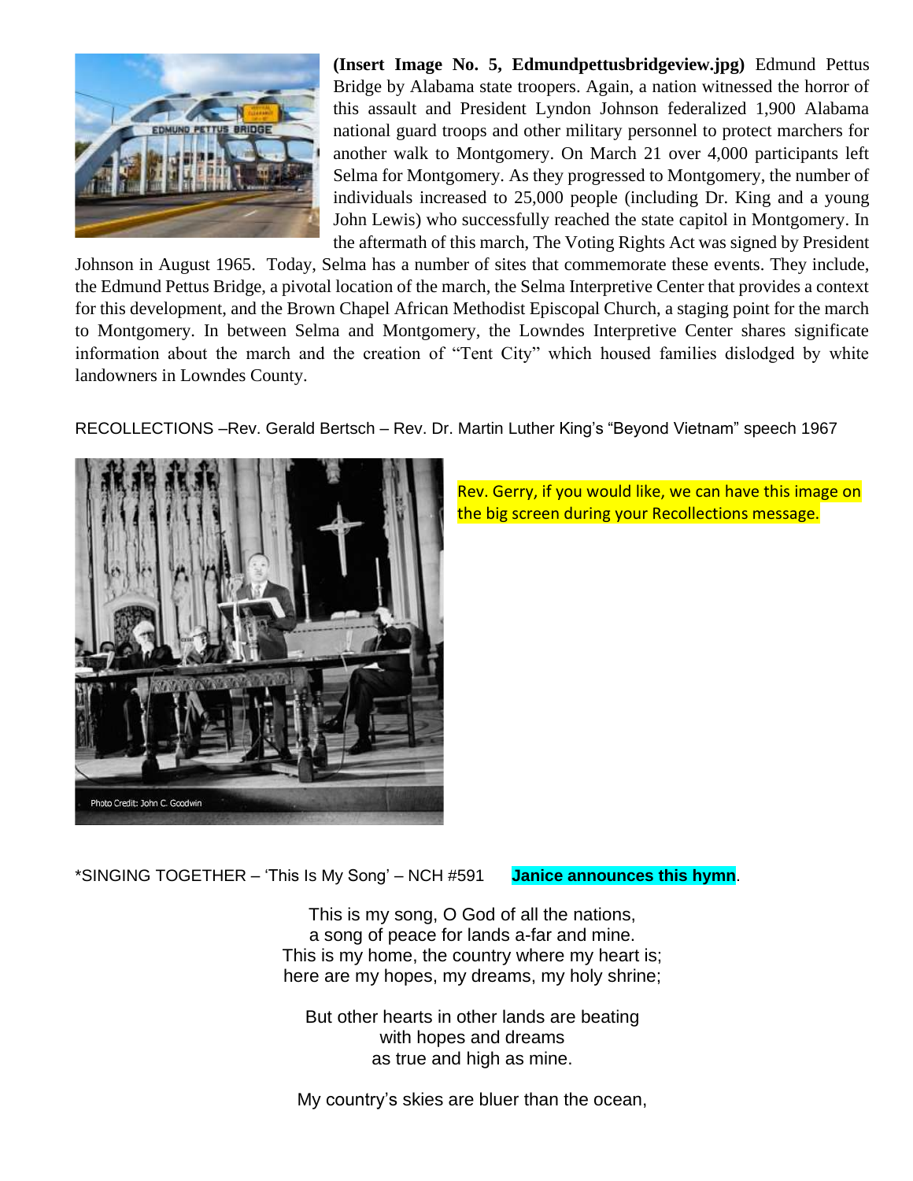**(Insert Image No. 5, Edmundpettusbridgeview.jpg)** Edmund Pettus Bridge by Alabama state troopers. Again, a nation witnessed the horror of this assault and President Lyndon Johnson federalized 1,900 Alabama national guard troops and other military personnel to protect marchers for another walk to Montgomery. On March 21 over 4,000 participants left Selma for Montgomery. As they progressed to Montgomery, the number of individuals increased to 25,000 people (including Dr. King and a young John Lewis) who successfully reached the state capitol in Montgomery. In the aftermath of this march, The Voting Rights Act was signed by President Johnson in August 1965. Today, Selma has a number of sites that commemorate these events. They include, the Edmund Pettus Bridge, a pivotal location of the march, the Selma Interpretive Center that provides a context for this development, and the Brown Chapel African Methodist Episcopal Church, a staging point for the march to Montgomery. In between Selma and Montgomery, the Lowndes Interpretive Center shares significate information about the march and the creation of "Tent City" which housed families dislodged by white landowners in Lowndes County.

RECOLLECTIONS –Rev. Gerald Bertsch – Rev. Dr. Martin Luther King's "Beyond Vietnam" speech 1967

Photo Credit: John C. Goodwin

Rev. Gerry, if you would like, we can have this image on the big screen during your Recollections message.

*SINGING TOGETHER – 'This Is My Song' – NCH #591 **Janice announces this hymn**.

This is my song, O God of all the nations,
a song of peace for lands a-far and mine.
This is my home, the country where my heart is;
here are my hopes, my dreams, my holy shrine;

But other hearts in other lands are beating
with hopes and dreams
as true and high as mine.

My country's skies are bluer than the ocean,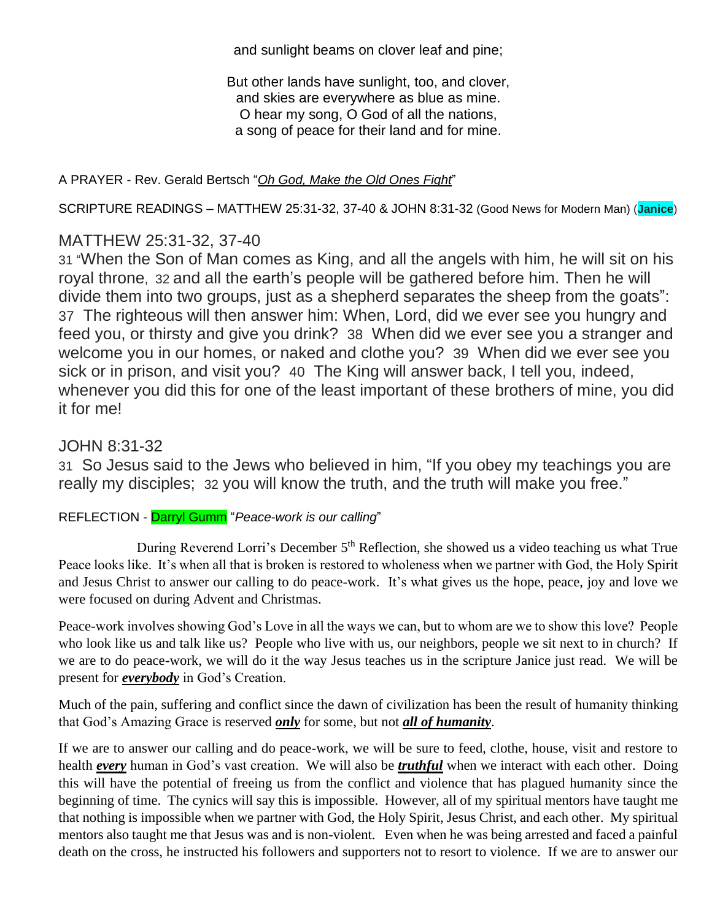and sunlight beams on clover leaf and pine;

But other lands have sunlight, too, and clover,
and skies are everywhere as blue as mine.
O hear my song, O God of all the nations,
a song of peace for their land and for mine.

A PRAYER - Rev. Gerald Bertsch "*Oh God, Make the Old Ones Fight*"

SCRIPTURE READINGS – MATTHEW 25:31-32, 37-40 & JOHN 8:31-32 (Good News for Modern Man) (**Janice**)

## MATTHEW 25:31-32, 37-40

31 "When the Son of Man comes as King, and all the angels with him, he will sit on his royal throne, 32 and all the earth's people will be gathered before him. Then he will divide them into two groups, just as a shepherd separates the sheep from the goats": 37 The righteous will then answer him: When, Lord, did we ever see you hungry and feed you, or thirsty and give you drink? 38 When did we ever see you a stranger and welcome you in our homes, or naked and clothe you? 39 When did we ever see you sick or in prison, and visit you? 40 The King will answer back, I tell you, indeed, whenever you did this for one of the least important of these brothers of mine, you did it for me!

## JOHN 8:31-32

31 So Jesus said to the Jews who believed in him, "If you obey my teachings you are really my disciples; 32 you will know the truth, and the truth will make you free."

REFLECTION - Darryl Gumm "*Peace-work is our calling*"

During Reverend Lorri's December 5th Reflection, she showed us a video teaching us what True Peace looks like. It's when all that is broken is restored to wholeness when we partner with God, the Holy Spirit and Jesus Christ to answer our calling to do peace-work. It's what gives us the hope, peace, joy and love we were focused on during Advent and Christmas.

Peace-work involves showing God's Love in all the ways we can, but to whom are we to show this love? People who look like us and talk like us? People who live with us, our neighbors, people we sit next to in church? If we are to do peace-work, we will do it the way Jesus teaches us in the scripture Janice just read. We will be present for ***everybody*** in God's Creation.

Much of the pain, suffering and conflict since the dawn of civilization has been the result of humanity thinking that God's Amazing Grace is reserved ***only*** for some, but not ***all of humanity***.

If we are to answer our calling and do peace-work, we will be sure to feed, clothe, house, visit and restore to health ***every*** human in God's vast creation. We will also be ***truthful*** when we interact with each other. Doing this will have the potential of freeing us from the conflict and violence that has plagued humanity since the beginning of time. The cynics will say this is impossible. However, all of my spiritual mentors have taught me that nothing is impossible when we partner with God, the Holy Spirit, Jesus Christ, and each other. My spiritual mentors also taught me that Jesus was and is non-violent. Even when he was being arrested and faced a painful death on the cross, he instructed his followers and supporters not to resort to violence. If we are to answer our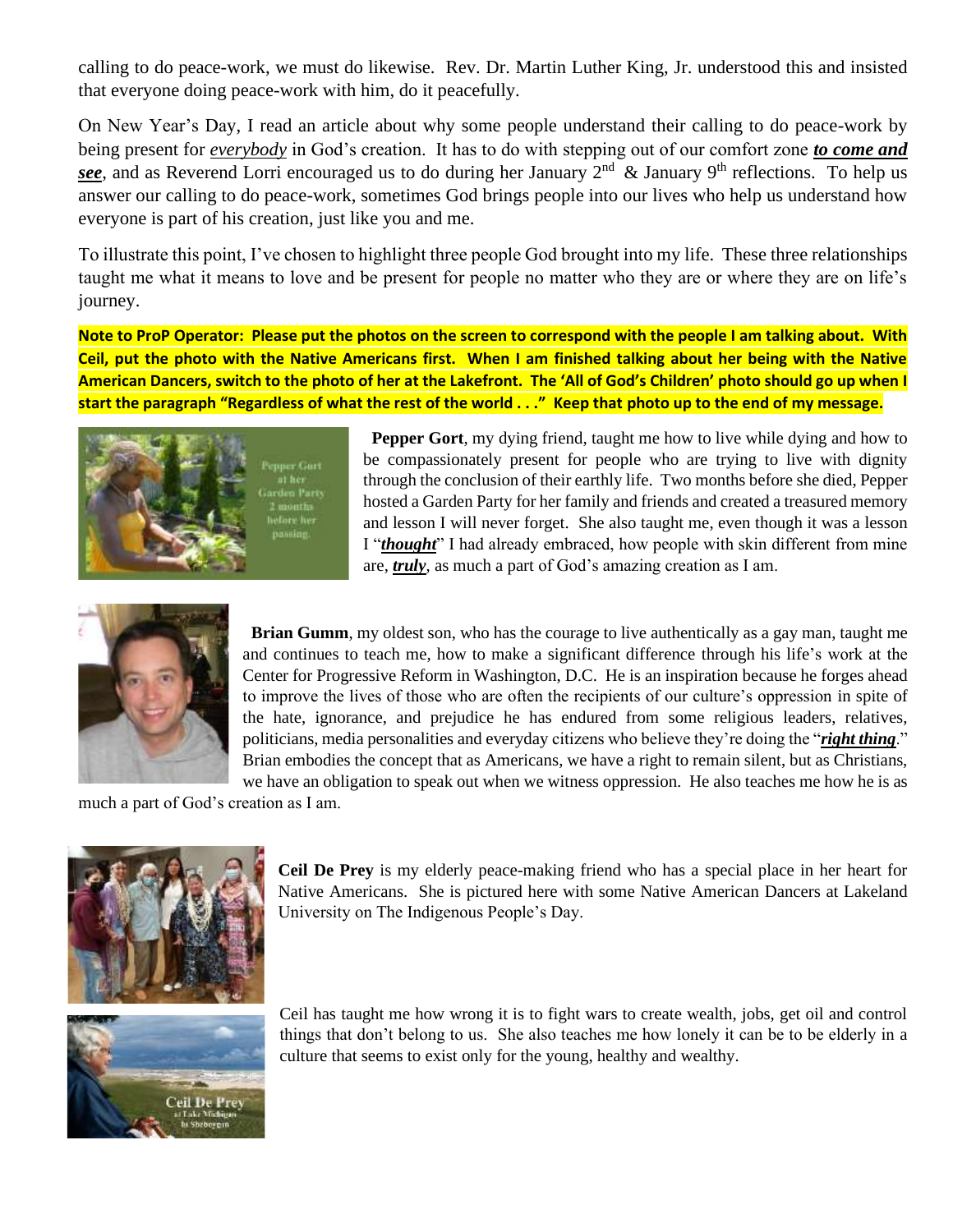calling to do peace-work, we must do likewise. Rev. Dr. Martin Luther King, Jr. understood this and insisted that everyone doing peace-work with him, do it peacefully.

On New Year's Day, I read an article about why some people understand their calling to do peace-work by being present for ***everybody*** in God's creation. It has to do with stepping out of our comfort zone ***to come and see***, and as Reverend Lorri encouraged us to do during her January 2nd & January 9th reflections. To help us answer our calling to do peace-work, sometimes God brings people into our lives who help us understand how everyone is part of his creation, just like you and me.

To illustrate this point, I've chosen to highlight three people God brought into my life. These three relationships taught me what it means to love and be present for people no matter who they are or where they are on life's journey.

**Note to ProP Operator: Please put the photos on the screen to correspond with the people I am talking about. With Ceil, put the photo with the Native Americans first. When I am finished talking about her being with the Native American Dancers, switch to the photo of her at the Lakefront. The 'All of God's Children' photo should go up when I start the paragraph "Regardless of what the rest of the world . . ." Keep that photo up to the end of my message.**

Pepper Gort at her Garden Party 2 months before her passing.

**Pepper Gort**, my dying friend, taught me how to live while dying and how to be compassionately present for people who are trying to live with dignity through the conclusion of their earthly life. Two months before she died, Pepper hosted a Garden Party for her family and friends and created a treasured memory and lesson I will never forget. She also taught me, even though it was a lesson I "***thought***" I had already embraced, how people with skin different from mine are, ***truly***, as much a part of God's amazing creation as I am.

**Brian Gumm**, my oldest son, who has the courage to live authentically as a gay man, taught me and continues to teach me, how to make a significant difference through his life's work at the Center for Progressive Reform in Washington, D.C. He is an inspiration because he forges ahead to improve the lives of those who are often the recipients of our culture's oppression in spite of the hate, ignorance, and prejudice he has endured from some religious leaders, relatives, politicians, media personalities and everyday citizens who believe they're doing the "***right thing***." Brian embodies the concept that as Americans, we have a right to remain silent, but as Christians, we have an obligation to speak out when we witness oppression. He also teaches me how he is as much a part of God's creation as I am.

**Ceil De Prey** is my elderly peace-making friend who has a special place in her heart for Native Americans. She is pictured here with some Native American Dancers at Lakeland University on The Indigenous People's Day.

Ceil De Prey at Lake Michigan in Sheboygan

Ceil has taught me how wrong it is to fight wars to create wealth, jobs, get oil and control things that don't belong to us. She also teaches me how lonely it can be to be elderly in a culture that seems to exist only for the young, healthy and wealthy.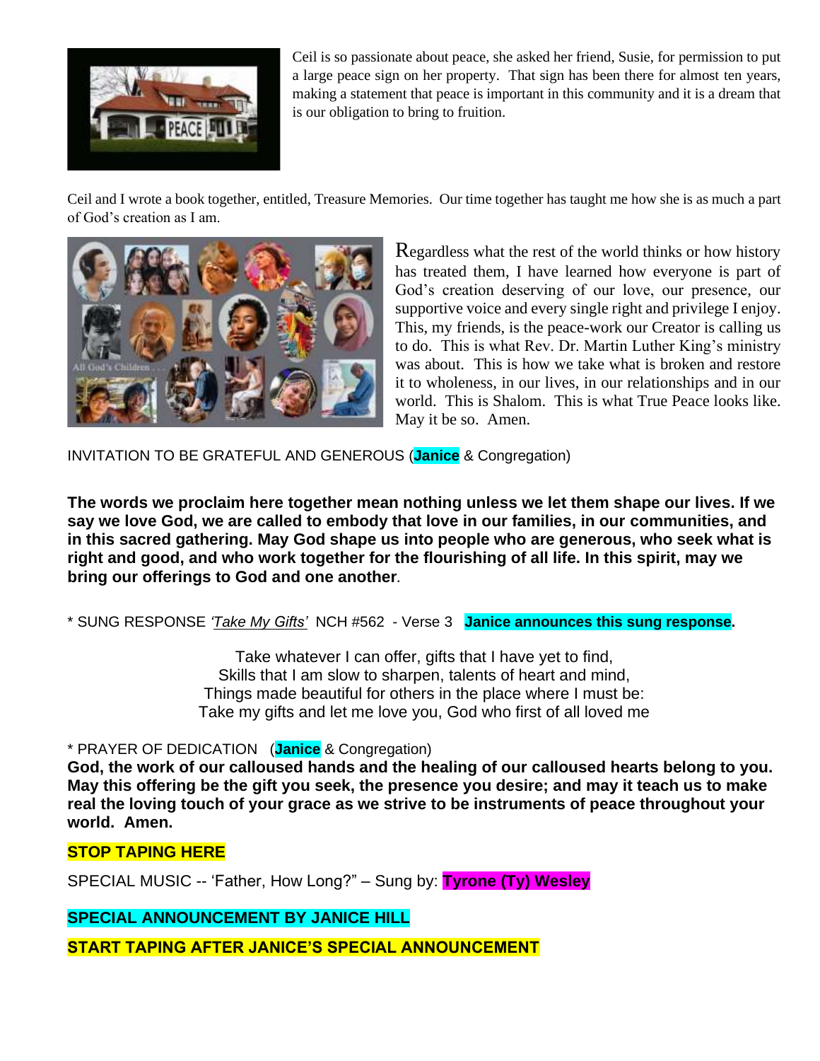Ceil is so passionate about peace, she asked her friend, Susie, for permission to put a large peace sign on her property. That sign has been there for almost ten years, making a statement that peace is important in this community and it is a dream that is our obligation to bring to fruition.

Ceil and I wrote a book together, entitled, Treasure Memories. Our time together has taught me how she is as much a part of God's creation as I am.

Regardless what the rest of the world thinks or how history has treated them, I have learned how everyone is part of God's creation deserving of our love, our presence, our supportive voice and every single right and privilege I enjoy. This, my friends, is the peace-work our Creator is calling us to do. This is what Rev. Dr. Martin Luther King's ministry was about. This is how we take what is broken and restore it to wholeness, in our lives, in our relationships and in our world. This is Shalom. This is what True Peace looks like. May it be so. Amen.

INVITATION TO BE GRATEFUL AND GENEROUS (**Janice** & Congregation)

**The words we proclaim here together mean nothing unless we let them shape our lives. If we say we love God, we are called to embody that love in our families, in our communities, and in this sacred gathering. May God shape us into people who are generous, who seek what is right and good, and who work together for the flourishing of all life. In this spirit, may we bring our offerings to God and one another**.

\* SUNG RESPONSE *'Take My Gifts'* NCH #562 - Verse 3 **Janice announces this sung response.**

Take whatever I can offer, gifts that I have yet to find,
Skills that I am slow to sharpen, talents of heart and mind,
Things made beautiful for others in the place where I must be:
Take my gifts and let me love you, God who first of all loved me

\* PRAYER OF DEDICATION (**Janice** & Congregation)
**God, the work of our calloused hands and the healing of our calloused hearts belong to you. May this offering be the gift you seek, the presence you desire; and may it teach us to make real the loving touch of your grace as we strive to be instruments of peace throughout your world. Amen.**

**STOP TAPING HERE**

SPECIAL MUSIC -- 'Father, How Long?" – Sung by: **Tyrone (Ty) Wesley**

**SPECIAL ANNOUNCEMENT BY JANICE HILL**

**START TAPING AFTER JANICE'S SPECIAL ANNOUNCEMENT**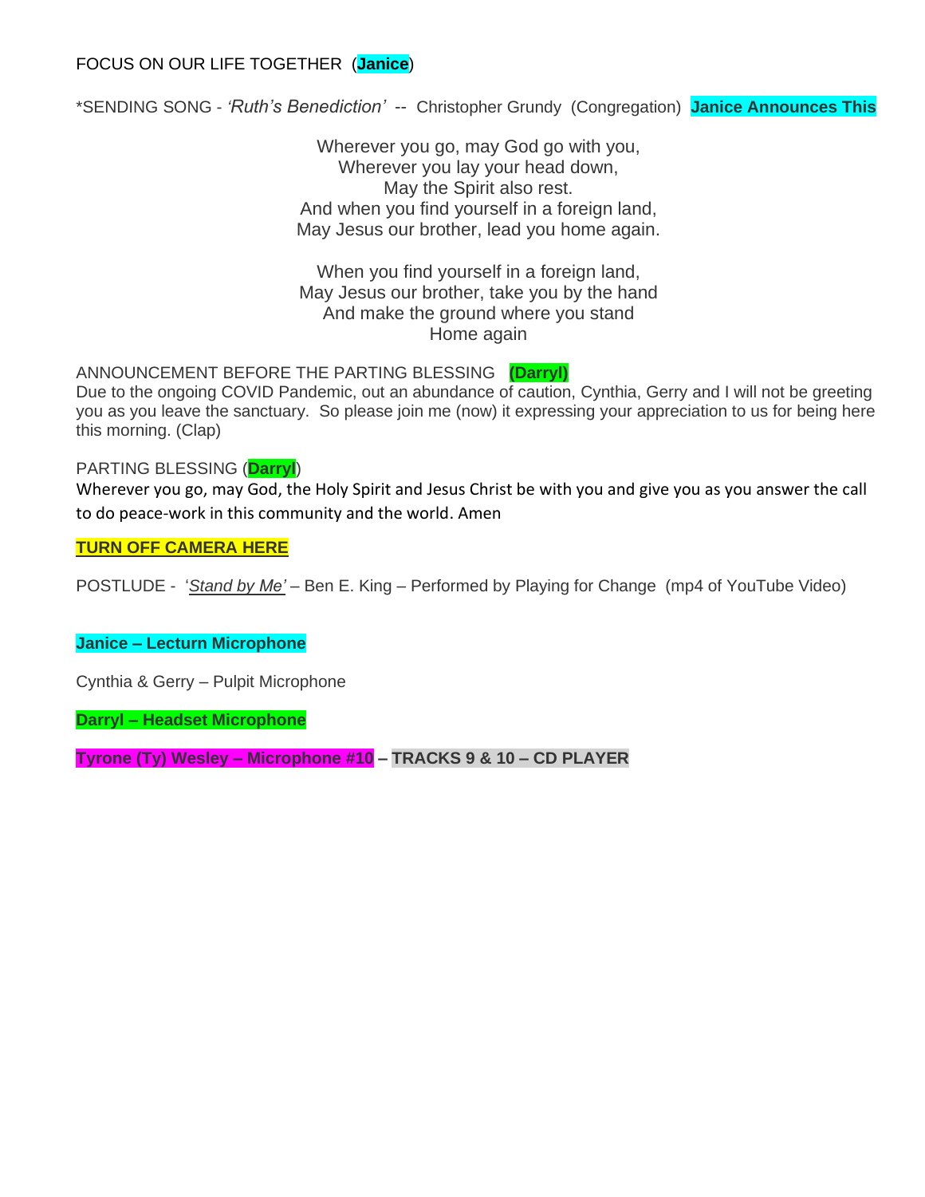FOCUS ON OUR LIFE TOGETHER (**Janice**)

*SENDING SONG - *'Ruth's Benediction'* -- Christopher Grundy (Congregation) **Janice Announces This**

Wherever you go, may God go with you,
Wherever you lay your head down,
May the Spirit also rest.
And when you find yourself in a foreign land,
May Jesus our brother, lead you home again.

When you find yourself in a foreign land,
May Jesus our brother, take you by the hand
And make the ground where you stand
Home again

ANNOUNCEMENT BEFORE THE PARTING BLESSING **(Darryl)**
Due to the ongoing COVID Pandemic, out an abundance of caution, Cynthia, Gerry and I will not be greeting you as you leave the sanctuary. So please join me (now) it expressing your appreciation to us for being here this morning. (Clap)

PARTING BLESSING (**Darryl**)
Wherever you go, may God, the Holy Spirit and Jesus Christ be with you and give you as you answer the call to do peace-work in this community and the world. Amen

**TURN OFF CAMERA HERE**

POSTLUDE - '*Stand by Me'* – Ben E. King – Performed by Playing for Change (mp4 of YouTube Video)

**Janice – Lecturn Microphone**

Cynthia & Gerry – Pulpit Microphone

**Darryl – Headset Microphone**

**Tyrone (Ty) Wesley – Microphone #10 – TRACKS 9 & 10 – CD PLAYER**